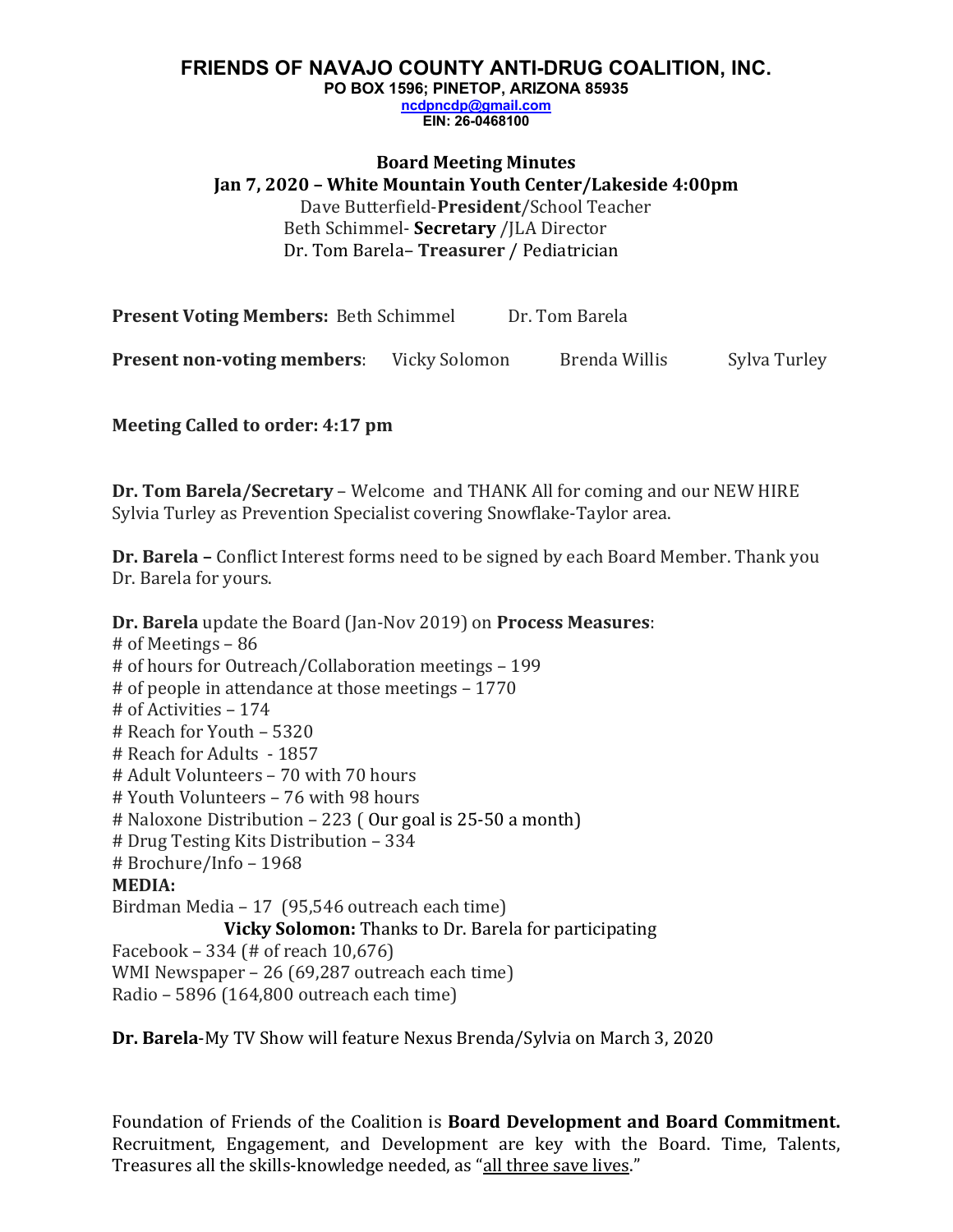# FRIENDS OF NAVAJO COUNTY ANTI-DRUG COALITION, INC.

**PO BOX 1596; PINETOP, ARIZONA 85935**
**ncdpncdp@gmail.com**
**EIN: 26-0468100**

## Board Meeting Minutes

**Jan 7, 2020 – White Mountain Youth Center/Lakeside 4:00pm**

Dave Butterfield-**President**/School Teacher
Beth Schimmel- **Secretary** /JLA Director
Dr. Tom Barela– **Treasurer** / Pediatrician

**Present Voting Members:** Beth Schimmel Dr. Tom Barela

**Present non-voting members**: Vicky Solomon Brenda Willis Sylva Turley

**Meeting Called to order: 4:17 pm**

**Dr. Tom Barela/Secretary** – Welcome and THANK All for coming and our NEW HIRE Sylvia Turley as Prevention Specialist covering Snowflake-Taylor area.

**Dr. Barela –** Conflict Interest forms need to be signed by each Board Member. Thank you Dr. Barela for yours.

**Dr. Barela** update the Board (Jan-Nov 2019) on **Process Measures**:

# of Meetings – 86
# of hours for Outreach/Collaboration meetings – 199
# of people in attendance at those meetings – 1770
# of Activities – 174
# Reach for Youth – 5320
# Reach for Adults - 1857
# Adult Volunteers – 70 with 70 hours
# Youth Volunteers – 76 with 98 hours
# Naloxone Distribution – 223 ( Our goal is 25-50 a month)
# Drug Testing Kits Distribution – 334
# Brochure/Info – 1968

**MEDIA:**

Birdman Media – 17 (95,546 outreach each time)
**Vicky Solomon:** Thanks to Dr. Barela for participating
Facebook – 334 (# of reach 10,676)
WMI Newspaper – 26 (69,287 outreach each time)
Radio – 5896 (164,800 outreach each time)

**Dr. Barela**-My TV Show will feature Nexus Brenda/Sylvia on March 3, 2020

Foundation of Friends of the Coalition is **Board Development and Board Commitment.** Recruitment, Engagement, and Development are key with the Board. Time, Talents, Treasures all the skills-knowledge needed, as "all three save lives."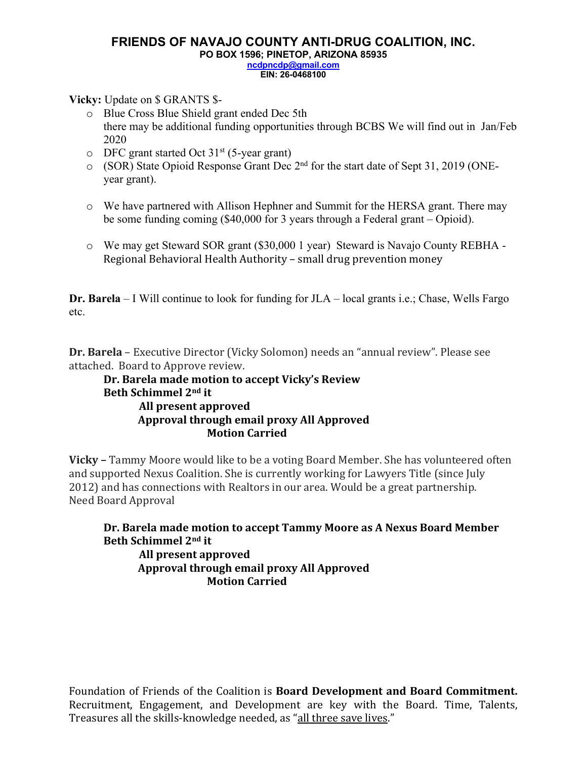**FRIENDS OF NAVAJO COUNTY ANTI-DRUG COALITION, INC.**
**PO BOX 1596; PINETOP, ARIZONA 85935**
**ncdpncdp@gmail.com**
**EIN: 26-0468100**

**Vicky:** Update on $ GRANTS $-

- Blue Cross Blue Shield grant ended Dec 5th
  there may be additional funding opportunities through BCBS We will find out in Jan/Feb 2020
- DFC grant started Oct 31st (5-year grant)
- (SOR) State Opioid Response Grant Dec 2nd for the start date of Sept 31, 2019 (ONE-year grant).
- We have partnered with Allison Hephner and Summit for the HERSA grant. There may be some funding coming ($40,000 for 3 years through a Federal grant – Opioid).
- We may get Steward SOR grant ($30,000 1 year) Steward is Navajo County REBHA - Regional Behavioral Health Authority – small drug prevention money

**Dr. Barela** – I Will continue to look for funding for JLA – local grants i.e.; Chase, Wells Fargo etc.

**Dr. Barela** – Executive Director (Vicky Solomon) needs an "annual review". Please see attached. Board to Approve review.

**Dr. Barela made motion to accept Vicky's Review**
**Beth Schimmel 2nd it**
**All present approved**
**Approval through email proxy All Approved**
**Motion Carried**

**Vicky –** Tammy Moore would like to be a voting Board Member. She has volunteered often and supported Nexus Coalition. She is currently working for Lawyers Title (since July 2012) and has connections with Realtors in our area. Would be a great partnership. Need Board Approval

**Dr. Barela made motion to accept Tammy Moore as A Nexus Board Member**
**Beth Schimmel 2nd it**
**All present approved**
**Approval through email proxy All Approved**
**Motion Carried**

Foundation of Friends of the Coalition is **Board Development and Board Commitment.** Recruitment, Engagement, and Development are key with the Board. Time, Talents, Treasures all the skills-knowledge needed, as "all three save lives."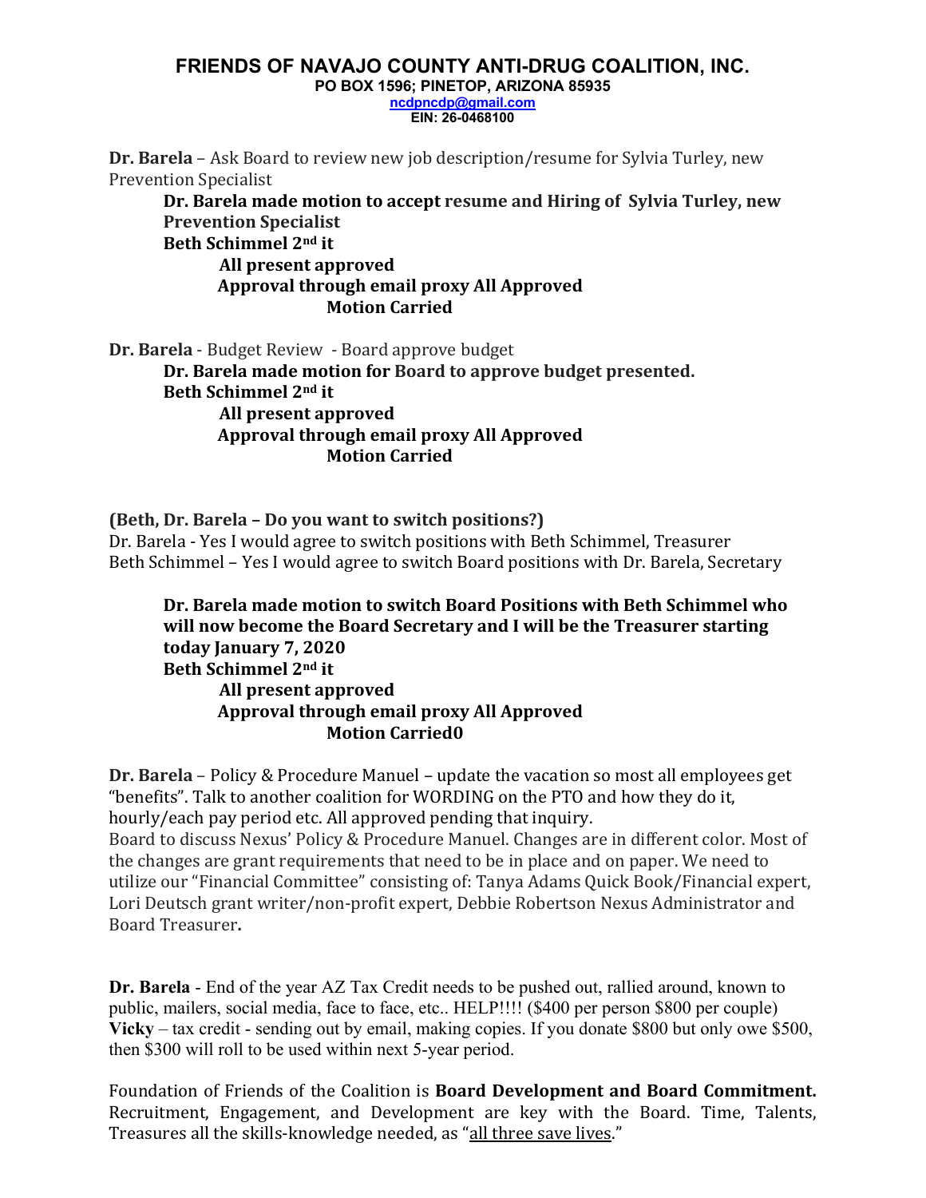**FRIENDS OF NAVAJO COUNTY ANTI-DRUG COALITION, INC.**
**PO BOX 1596; PINETOP, ARIZONA 85935**
**ncdpncdp@gmail.com**
**EIN: 26-0468100**

**Dr. Barela** – Ask Board to review new job description/resume for Sylvia Turley, new Prevention Specialist

> **Dr. Barela made motion to accept resume and Hiring of Sylvia Turley, new Prevention Specialist**
> **Beth Schimmel 2nd it**
> **All present approved**
> **Approval through email proxy All Approved**
> **Motion Carried**

**Dr. Barela** - Budget Review - Board approve budget

> **Dr. Barela made motion for Board to approve budget presented.**
> **Beth Schimmel 2nd it**
> **All present approved**
> **Approval through email proxy All Approved**
> **Motion Carried**

**(Beth, Dr. Barela – Do you want to switch positions?)**
Dr. Barela - Yes I would agree to switch positions with Beth Schimmel, Treasurer
Beth Schimmel – Yes I would agree to switch Board positions with Dr. Barela, Secretary

> **Dr. Barela made motion to switch Board Positions with Beth Schimmel who will now become the Board Secretary and I will be the Treasurer starting today January 7, 2020**
> **Beth Schimmel 2nd it**
> **All present approved**
> **Approval through email proxy All Approved**
> **Motion Carried0**

**Dr. Barela** – Policy & Procedure Manuel – update the vacation so most all employees get "benefits". Talk to another coalition for WORDING on the PTO and how they do it, hourly/each pay period etc. All approved pending that inquiry.
Board to discuss Nexus' Policy & Procedure Manuel. Changes are in different color. Most of the changes are grant requirements that need to be in place and on paper. We need to utilize our "Financial Committee" consisting of: Tanya Adams Quick Book/Financial expert, Lori Deutsch grant writer/non-profit expert, Debbie Robertson Nexus Administrator and Board Treasurer**.**

**Dr. Barela** - End of the year AZ Tax Credit needs to be pushed out, rallied around, known to public, mailers, social media, face to face, etc.. HELP!!!! ($400 per person $800 per couple)
**Vicky** – tax credit - sending out by email, making copies. If you donate $800 but only owe $500, then $300 will roll to be used within next 5-year period.

Foundation of Friends of the Coalition is **Board Development and Board Commitment.** Recruitment, Engagement, and Development are key with the Board. Time, Talents, Treasures all the skills-knowledge needed, as "all three save lives."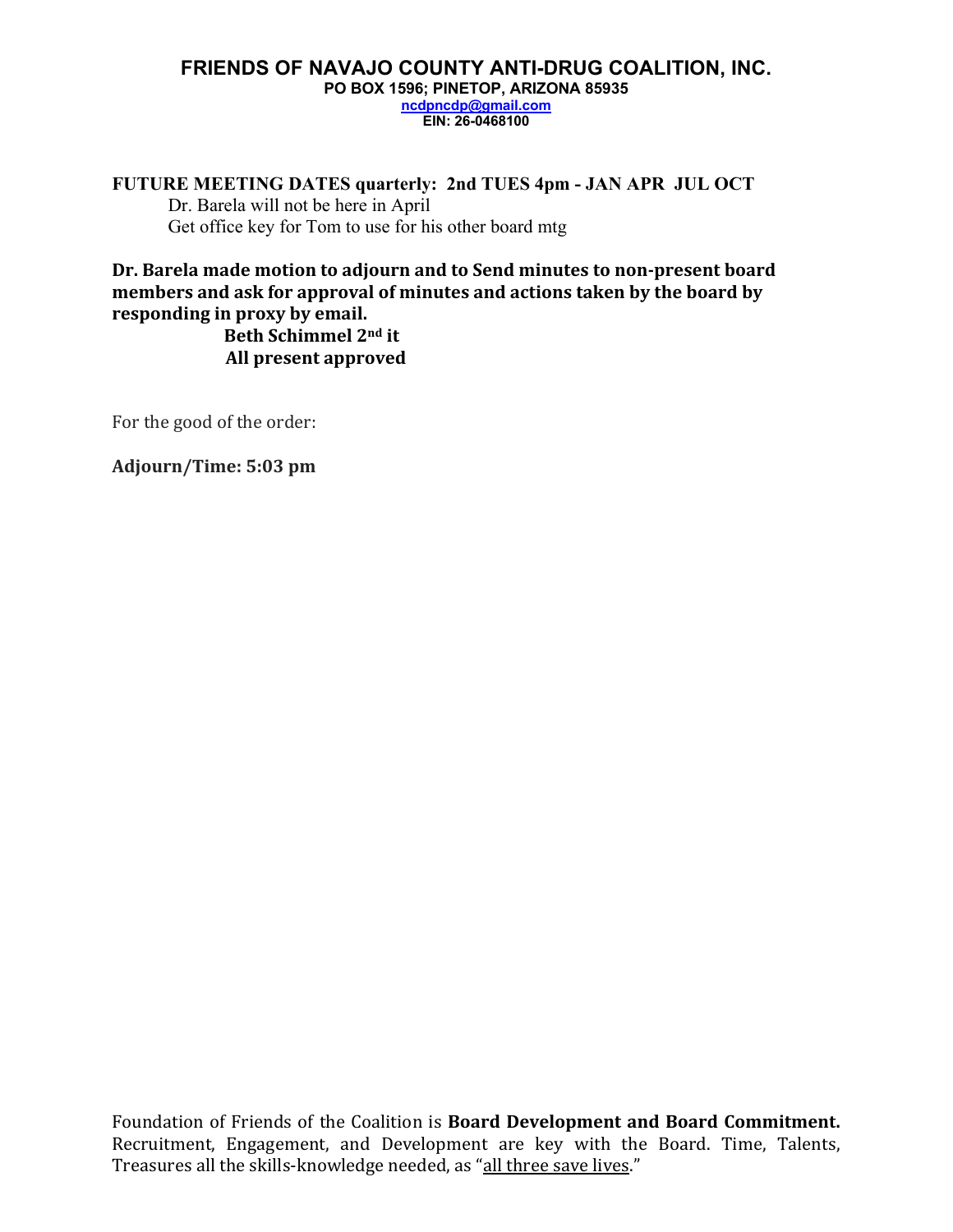**FRIENDS OF NAVAJO COUNTY ANTI-DRUG COALITION, INC.**
**PO BOX 1596; PINETOP, ARIZONA 85935**
**ncdpncdp@gmail.com**
**EIN: 26-0468100**

**FUTURE MEETING DATES quarterly: 2nd TUES 4pm - JAN APR JUL OCT**

Dr. Barela will not be here in April
Get office key for Tom to use for his other board mtg

**Dr. Barela made motion to adjourn and to Send minutes to non-present board members and ask for approval of minutes and actions taken by the board by responding in proxy by email.**

**Beth Schimmel 2nd it**
**All present approved**

For the good of the order:

**Adjourn/Time: 5:03 pm**

Foundation of Friends of the Coalition is **Board Development and Board Commitment.** Recruitment, Engagement, and Development are key with the Board. Time, Talents, Treasures all the skills-knowledge needed, as "all three save lives."